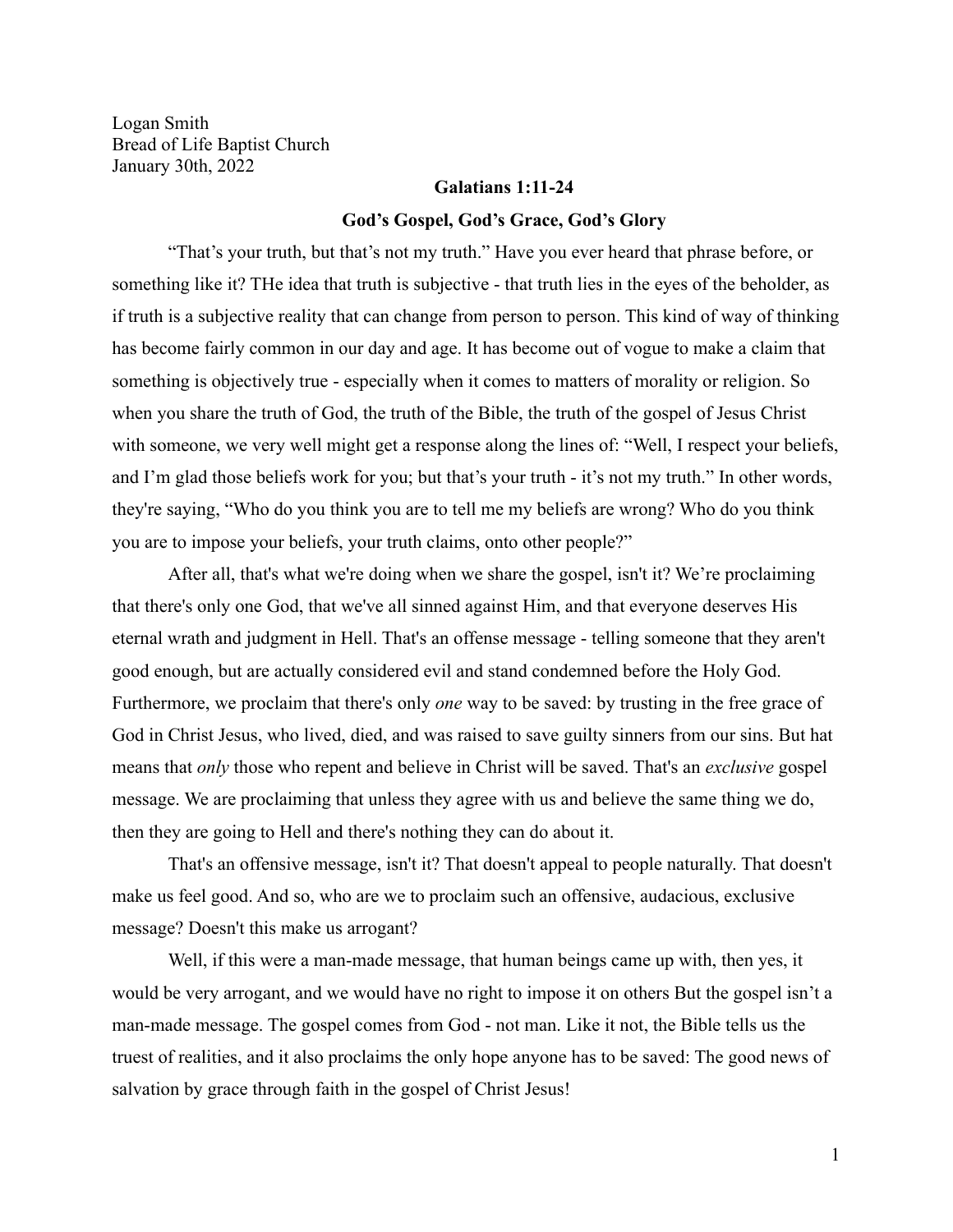Logan Smith
Bread of Life Baptist Church
January 30th, 2022

**Galatians 1:11-24**

**God's Gospel, God's Grace, God's Glory**

"That's your truth, but that's not my truth." Have you ever heard that phrase before, or something like it? THe idea that truth is subjective - that truth lies in the eyes of the beholder, as if truth is a subjective reality that can change from person to person. This kind of way of thinking has become fairly common in our day and age. It has become out of vogue to make a claim that something is objectively true - especially when it comes to matters of morality or religion. So when you share the truth of God, the truth of the Bible, the truth of the gospel of Jesus Christ with someone, we very well might get a response along the lines of: "Well, I respect your beliefs, and I'm glad those beliefs work for you; but that's your truth - it's not my truth." In other words, they're saying, "Who do you think you are to tell me my beliefs are wrong? Who do you think you are to impose your beliefs, your truth claims, onto other people?"

After all, that's what we're doing when we share the gospel, isn't it? We're proclaiming that there's only one God, that we've all sinned against Him, and that everyone deserves His eternal wrath and judgment in Hell. That's an offense message - telling someone that they aren't good enough, but are actually considered evil and stand condemned before the Holy God. Furthermore, we proclaim that there's only *one* way to be saved: by trusting in the free grace of God in Christ Jesus, who lived, died, and was raised to save guilty sinners from our sins. But hat means that *only* those who repent and believe in Christ will be saved. That's an *exclusive* gospel message. We are proclaiming that unless they agree with us and believe the same thing we do, then they are going to Hell and there's nothing they can do about it.

That's an offensive message, isn't it? That doesn't appeal to people naturally. That doesn't make us feel good. And so, who are we to proclaim such an offensive, audacious, exclusive message? Doesn't this make us arrogant?

Well, if this were a man-made message, that human beings came up with, then yes, it would be very arrogant, and we would have no right to impose it on others But the gospel isn't a man-made message. The gospel comes from God - not man. Like it not, the Bible tells us the truest of realities, and it also proclaims the only hope anyone has to be saved: The good news of salvation by grace through faith in the gospel of Christ Jesus!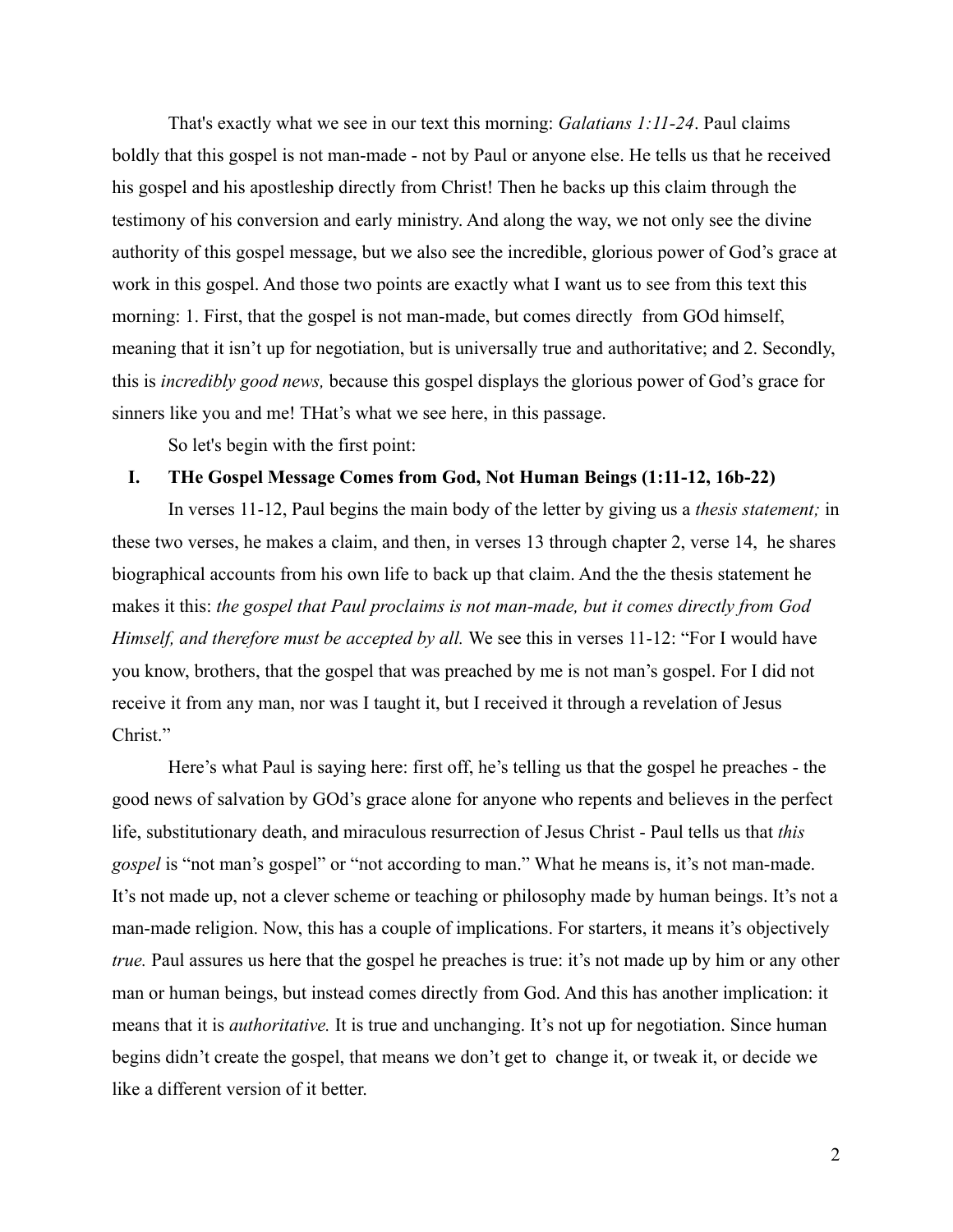That's exactly what we see in our text this morning: *Galatians 1:11-24*. Paul claims boldly that this gospel is not man-made - not by Paul or anyone else. He tells us that he received his gospel and his apostleship directly from Christ! Then he backs up this claim through the testimony of his conversion and early ministry. And along the way, we not only see the divine authority of this gospel message, but we also see the incredible, glorious power of God's grace at work in this gospel. And those two points are exactly what I want us to see from this text this morning: 1. First, that the gospel is not man-made, but comes directly from GOd himself, meaning that it isn't up for negotiation, but is universally true and authoritative; and 2. Secondly, this is *incredibly good news,* because this gospel displays the glorious power of God's grace for sinners like you and me! THat's what we see here, in this passage.

So let's begin with the first point:

## I. THe Gospel Message Comes from God, Not Human Beings (1:11-12, 16b-22)

In verses 11-12, Paul begins the main body of the letter by giving us a *thesis statement;* in these two verses, he makes a claim, and then, in verses 13 through chapter 2, verse 14, he shares biographical accounts from his own life to back up that claim. And the the thesis statement he makes it this: *the gospel that Paul proclaims is not man-made, but it comes directly from God Himself, and therefore must be accepted by all.* We see this in verses 11-12: "For I would have you know, brothers, that the gospel that was preached by me is not man's gospel. For I did not receive it from any man, nor was I taught it, but I received it through a revelation of Jesus Christ."

Here's what Paul is saying here: first off, he's telling us that the gospel he preaches - the good news of salvation by GOd's grace alone for anyone who repents and believes in the perfect life, substitutionary death, and miraculous resurrection of Jesus Christ - Paul tells us that *this gospel* is "not man's gospel" or "not according to man." What he means is, it's not man-made. It's not made up, not a clever scheme or teaching or philosophy made by human beings. It's not a man-made religion. Now, this has a couple of implications. For starters, it means it's objectively *true.* Paul assures us here that the gospel he preaches is true: it's not made up by him or any other man or human beings, but instead comes directly from God. And this has another implication: it means that it is *authoritative.* It is true and unchanging. It's not up for negotiation. Since human begins didn't create the gospel, that means we don't get to change it, or tweak it, or decide we like a different version of it better.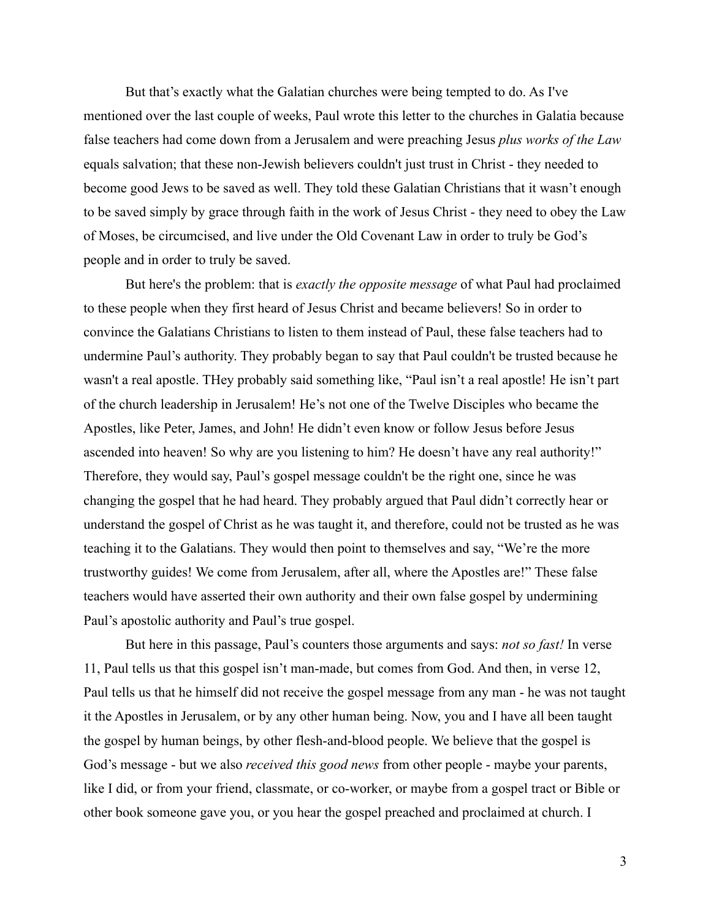But that's exactly what the Galatian churches were being tempted to do. As I've mentioned over the last couple of weeks, Paul wrote this letter to the churches in Galatia because false teachers had come down from a Jerusalem and were preaching Jesus *plus works of the Law* equals salvation; that these non-Jewish believers couldn't just trust in Christ - they needed to become good Jews to be saved as well. They told these Galatian Christians that it wasn't enough to be saved simply by grace through faith in the work of Jesus Christ - they need to obey the Law of Moses, be circumcised, and live under the Old Covenant Law in order to truly be God's people and in order to truly be saved.

But here's the problem: that is *exactly the opposite message* of what Paul had proclaimed to these people when they first heard of Jesus Christ and became believers! So in order to convince the Galatians Christians to listen to them instead of Paul, these false teachers had to undermine Paul's authority. They probably began to say that Paul couldn't be trusted because he wasn't a real apostle. THey probably said something like, "Paul isn't a real apostle! He isn't part of the church leadership in Jerusalem! He's not one of the Twelve Disciples who became the Apostles, like Peter, James, and John! He didn't even know or follow Jesus before Jesus ascended into heaven! So why are you listening to him? He doesn't have any real authority!" Therefore, they would say, Paul's gospel message couldn't be the right one, since he was changing the gospel that he had heard. They probably argued that Paul didn't correctly hear or understand the gospel of Christ as he was taught it, and therefore, could not be trusted as he was teaching it to the Galatians. They would then point to themselves and say, "We're the more trustworthy guides! We come from Jerusalem, after all, where the Apostles are!" These false teachers would have asserted their own authority and their own false gospel by undermining Paul's apostolic authority and Paul's true gospel.

But here in this passage, Paul's counters those arguments and says: *not so fast!* In verse 11, Paul tells us that this gospel isn't man-made, but comes from God. And then, in verse 12, Paul tells us that he himself did not receive the gospel message from any man - he was not taught it the Apostles in Jerusalem, or by any other human being. Now, you and I have all been taught the gospel by human beings, by other flesh-and-blood people. We believe that the gospel is God's message - but we also *received this good news* from other people - maybe your parents, like I did, or from your friend, classmate, or co-worker, or maybe from a gospel tract or Bible or other book someone gave you, or you hear the gospel preached and proclaimed at church. I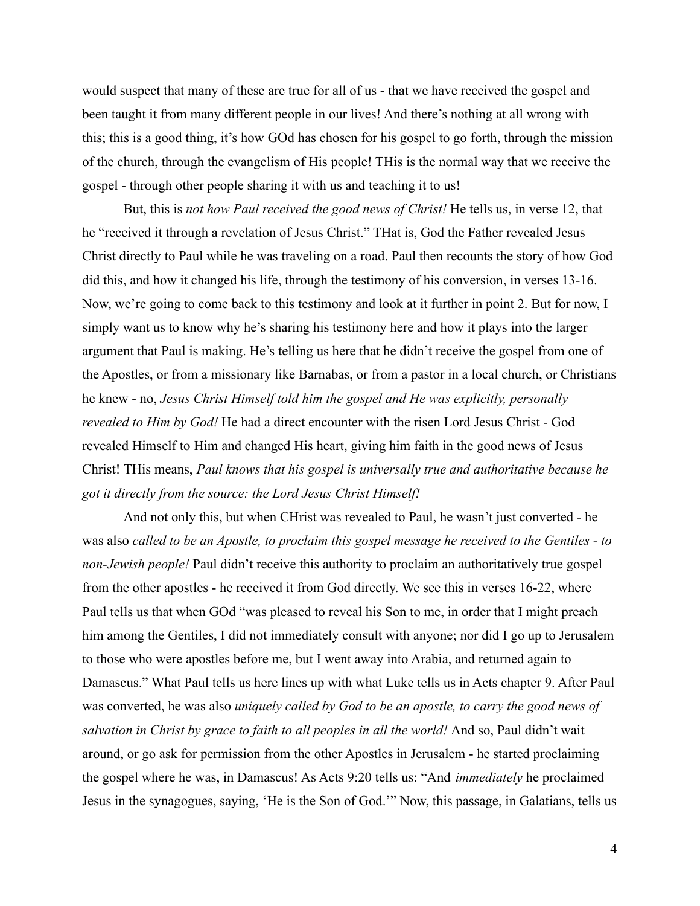would suspect that many of these are true for all of us - that we have received the gospel and been taught it from many different people in our lives! And there's nothing at all wrong with this; this is a good thing, it's how GOd has chosen for his gospel to go forth, through the mission of the church, through the evangelism of His people! THis is the normal way that we receive the gospel - through other people sharing it with us and teaching it to us!

But, this is *not how Paul received the good news of Christ!* He tells us, in verse 12, that he "received it through a revelation of Jesus Christ." THat is, God the Father revealed Jesus Christ directly to Paul while he was traveling on a road. Paul then recounts the story of how God did this, and how it changed his life, through the testimony of his conversion, in verses 13-16. Now, we're going to come back to this testimony and look at it further in point 2. But for now, I simply want us to know why he's sharing his testimony here and how it plays into the larger argument that Paul is making. He's telling us here that he didn't receive the gospel from one of the Apostles, or from a missionary like Barnabas, or from a pastor in a local church, or Christians he knew - no, *Jesus Christ Himself told him the gospel and He was explicitly, personally revealed to Him by God!* He had a direct encounter with the risen Lord Jesus Christ - God revealed Himself to Him and changed His heart, giving him faith in the good news of Jesus Christ! THis means, *Paul knows that his gospel is universally true and authoritative because he got it directly from the source: the Lord Jesus Christ Himself!*

And not only this, but when CHrist was revealed to Paul, he wasn't just converted - he was also *called to be an Apostle, to proclaim this gospel message he received to the Gentiles - to non-Jewish people!* Paul didn't receive this authority to proclaim an authoritatively true gospel from the other apostles - he received it from God directly. We see this in verses 16-22, where Paul tells us that when GOd "was pleased to reveal his Son to me, in order that I might preach him among the Gentiles, I did not immediately consult with anyone; nor did I go up to Jerusalem to those who were apostles before me, but I went away into Arabia, and returned again to Damascus." What Paul tells us here lines up with what Luke tells us in Acts chapter 9. After Paul was converted, he was also *uniquely called by God to be an apostle, to carry the good news of salvation in Christ by grace to faith to all peoples in all the world!* And so, Paul didn't wait around, or go ask for permission from the other Apostles in Jerusalem - he started proclaiming the gospel where he was, in Damascus! As Acts 9:20 tells us: "And *immediately* he proclaimed Jesus in the synagogues, saying, 'He is the Son of God.'" Now, this passage, in Galatians, tells us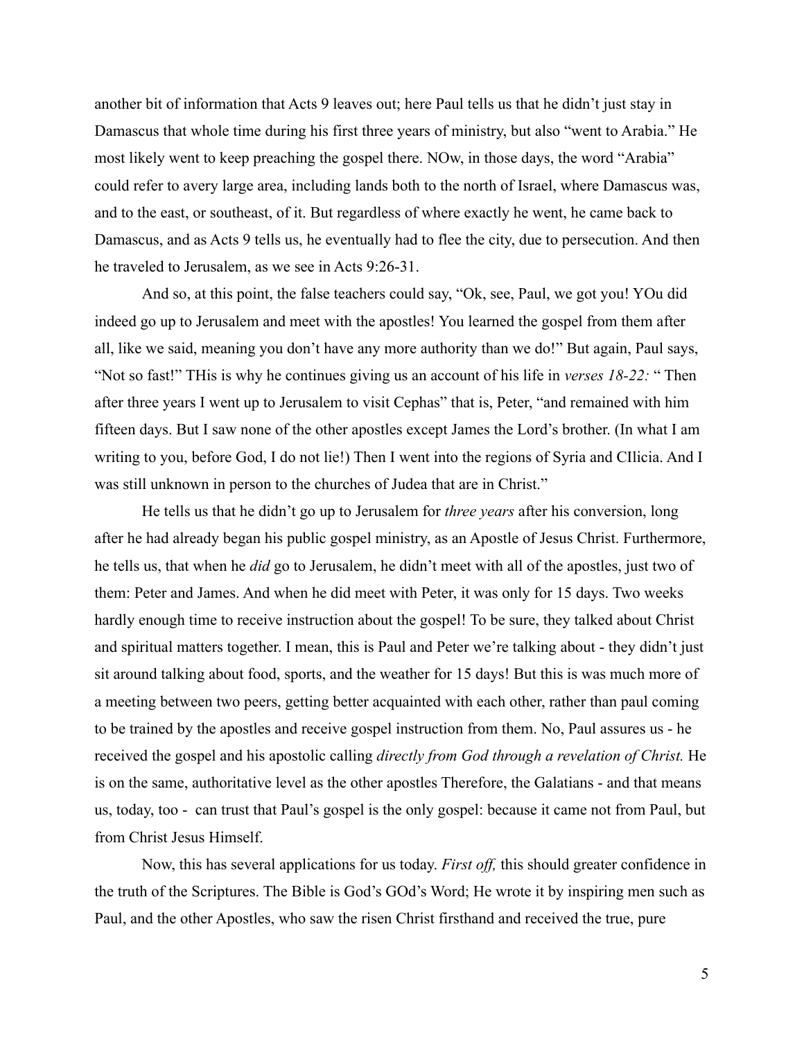another bit of information that Acts 9 leaves out; here Paul tells us that he didn't just stay in Damascus that whole time during his first three years of ministry, but also "went to Arabia." He most likely went to keep preaching the gospel there. NOw, in those days, the word "Arabia" could refer to avery large area, including lands both to the north of Israel, where Damascus was, and to the east, or southeast, of it. But regardless of where exactly he went, he came back to Damascus, and as Acts 9 tells us, he eventually had to flee the city, due to persecution. And then he traveled to Jerusalem, as we see in Acts 9:26-31.

And so, at this point, the false teachers could say, "Ok, see, Paul, we got you! YOu did indeed go up to Jerusalem and meet with the apostles! You learned the gospel from them after all, like we said, meaning you don't have any more authority than we do!" But again, Paul says, "Not so fast!" THis is why he continues giving us an account of his life in *verses 18-22:* " Then after three years I went up to Jerusalem to visit Cephas" that is, Peter, "and remained with him fifteen days. But I saw none of the other apostles except James the Lord's brother. (In what I am writing to you, before God, I do not lie!) Then I went into the regions of Syria and CIlicia. And I was still unknown in person to the churches of Judea that are in Christ."

He tells us that he didn't go up to Jerusalem for *three years* after his conversion, long after he had already began his public gospel ministry, as an Apostle of Jesus Christ. Furthermore, he tells us, that when he *did* go to Jerusalem, he didn't meet with all of the apostles, just two of them: Peter and James. And when he did meet with Peter, it was only for 15 days. Two weeks hardly enough time to receive instruction about the gospel! To be sure, they talked about Christ and spiritual matters together. I mean, this is Paul and Peter we're talking about - they didn't just sit around talking about food, sports, and the weather for 15 days! But this is was much more of a meeting between two peers, getting better acquainted with each other, rather than paul coming to be trained by the apostles and receive gospel instruction from them. No, Paul assures us - he received the gospel and his apostolic calling *directly from God through a revelation of Christ.* He is on the same, authoritative level as the other apostles Therefore, the Galatians - and that means us, today, too - can trust that Paul's gospel is the only gospel: because it came not from Paul, but from Christ Jesus Himself.

Now, this has several applications for us today. *First off,* this should greater confidence in the truth of the Scriptures. The Bible is God's GOd's Word; He wrote it by inspiring men such as Paul, and the other Apostles, who saw the risen Christ firsthand and received the true, pure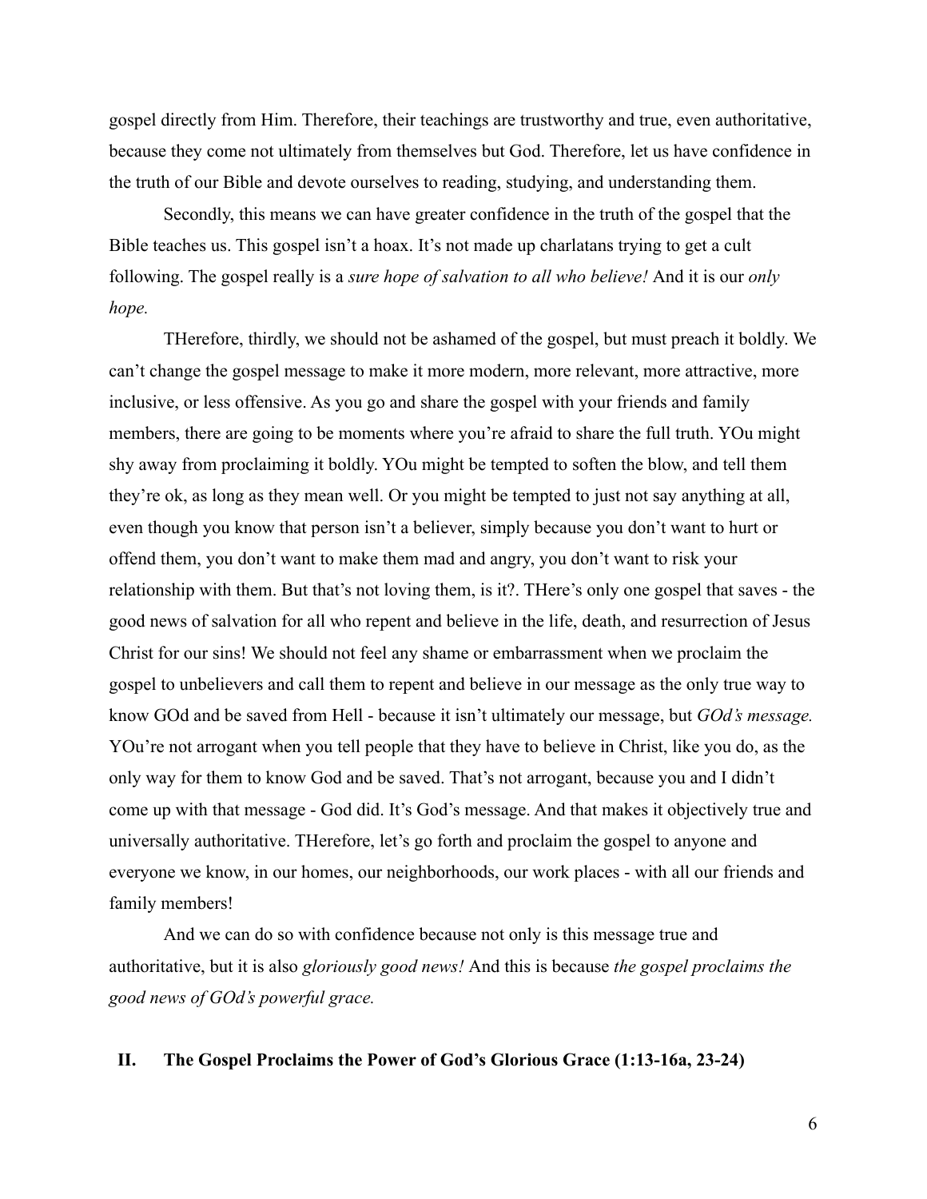gospel directly from Him. Therefore, their teachings are trustworthy and true, even authoritative, because they come not ultimately from themselves but God. Therefore, let us have confidence in the truth of our Bible and devote ourselves to reading, studying, and understanding them.

Secondly, this means we can have greater confidence in the truth of the gospel that the Bible teaches us. This gospel isn't a hoax. It's not made up charlatans trying to get a cult following. The gospel really is a *sure hope of salvation to all who believe!* And it is our *only hope.*

THerefore, thirdly, we should not be ashamed of the gospel, but must preach it boldly. We can't change the gospel message to make it more modern, more relevant, more attractive, more inclusive, or less offensive. As you go and share the gospel with your friends and family members, there are going to be moments where you're afraid to share the full truth. YOu might shy away from proclaiming it boldly. YOu might be tempted to soften the blow, and tell them they're ok, as long as they mean well. Or you might be tempted to just not say anything at all, even though you know that person isn't a believer, simply because you don't want to hurt or offend them, you don't want to make them mad and angry, you don't want to risk your relationship with them. But that's not loving them, is it?. THere's only one gospel that saves - the good news of salvation for all who repent and believe in the life, death, and resurrection of Jesus Christ for our sins! We should not feel any shame or embarrassment when we proclaim the gospel to unbelievers and call them to repent and believe in our message as the only true way to know GOd and be saved from Hell - because it isn't ultimately our message, but *GOd's message.* YOu're not arrogant when you tell people that they have to believe in Christ, like you do, as the only way for them to know God and be saved. That's not arrogant, because you and I didn't come up with that message - God did. It's God's message. And that makes it objectively true and universally authoritative. THerefore, let's go forth and proclaim the gospel to anyone and everyone we know, in our homes, our neighborhoods, our work places - with all our friends and family members!

And we can do so with confidence because not only is this message true and authoritative, but it is also *gloriously good news!* And this is because *the gospel proclaims the good news of GOd's powerful grace.*

## II. The Gospel Proclaims the Power of God's Glorious Grace (1:13-16a, 23-24)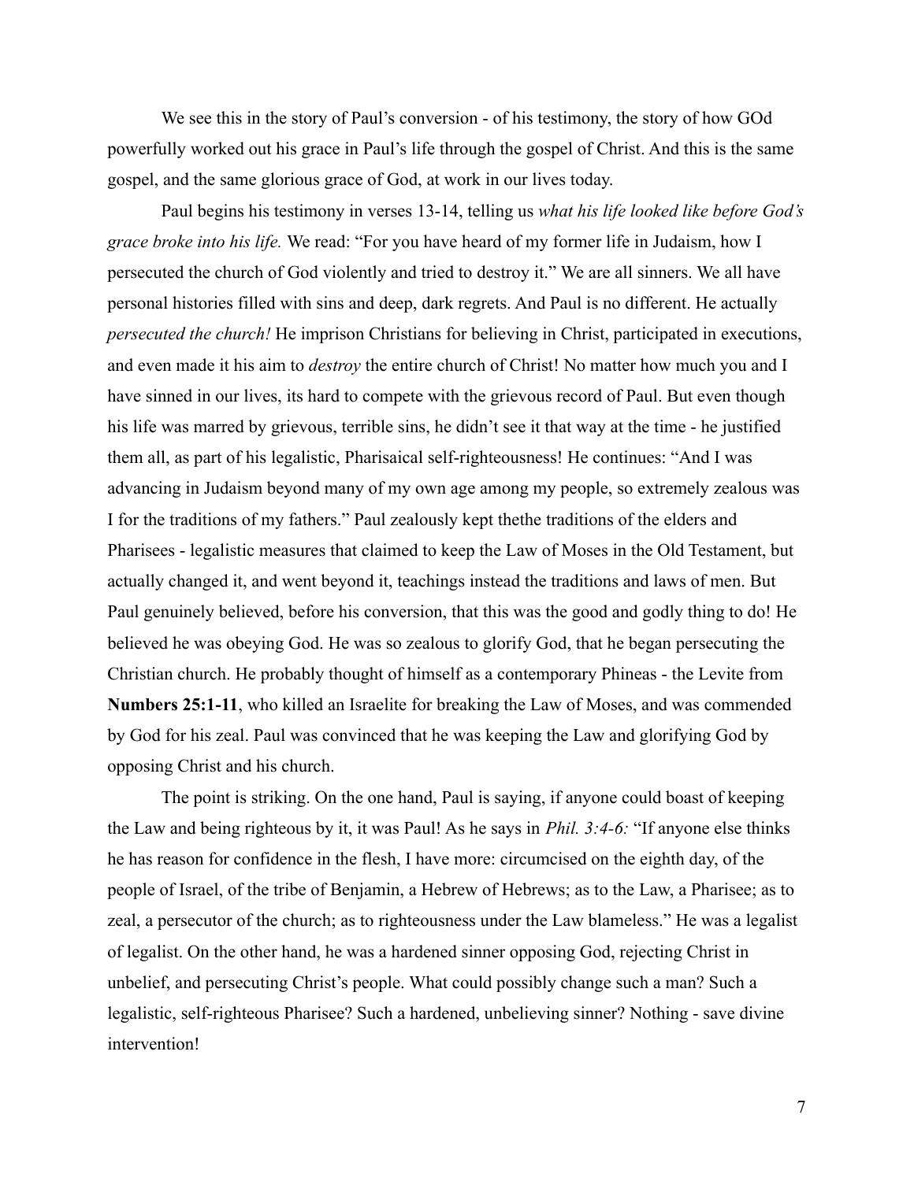We see this in the story of Paul's conversion - of his testimony, the story of how GOd powerfully worked out his grace in Paul's life through the gospel of Christ. And this is the same gospel, and the same glorious grace of God, at work in our lives today.

Paul begins his testimony in verses 13-14, telling us *what his life looked like before God's grace broke into his life.* We read: "For you have heard of my former life in Judaism, how I persecuted the church of God violently and tried to destroy it." We are all sinners. We all have personal histories filled with sins and deep, dark regrets. And Paul is no different. He actually *persecuted the church!* He imprison Christians for believing in Christ, participated in executions, and even made it his aim to *destroy* the entire church of Christ! No matter how much you and I have sinned in our lives, its hard to compete with the grievous record of Paul. But even though his life was marred by grievous, terrible sins, he didn't see it that way at the time - he justified them all, as part of his legalistic, Pharisaical self-righteousness! He continues: "And I was advancing in Judaism beyond many of my own age among my people, so extremely zealous was I for the traditions of my fathers." Paul zealously kept thethe traditions of the elders and Pharisees - legalistic measures that claimed to keep the Law of Moses in the Old Testament, but actually changed it, and went beyond it, teachings instead the traditions and laws of men. But Paul genuinely believed, before his conversion, that this was the good and godly thing to do! He believed he was obeying God. He was so zealous to glorify God, that he began persecuting the Christian church. He probably thought of himself as a contemporary Phineas - the Levite from **Numbers 25:1-11**, who killed an Israelite for breaking the Law of Moses, and was commended by God for his zeal. Paul was convinced that he was keeping the Law and glorifying God by opposing Christ and his church.

The point is striking. On the one hand, Paul is saying, if anyone could boast of keeping the Law and being righteous by it, it was Paul! As he says in *Phil. 3:4-6:* "If anyone else thinks he has reason for confidence in the flesh, I have more: circumcised on the eighth day, of the people of Israel, of the tribe of Benjamin, a Hebrew of Hebrews; as to the Law, a Pharisee; as to zeal, a persecutor of the church; as to righteousness under the Law blameless." He was a legalist of legalist. On the other hand, he was a hardened sinner opposing God, rejecting Christ in unbelief, and persecuting Christ's people. What could possibly change such a man? Such a legalistic, self-righteous Pharisee? Such a hardened, unbelieving sinner? Nothing - save divine intervention!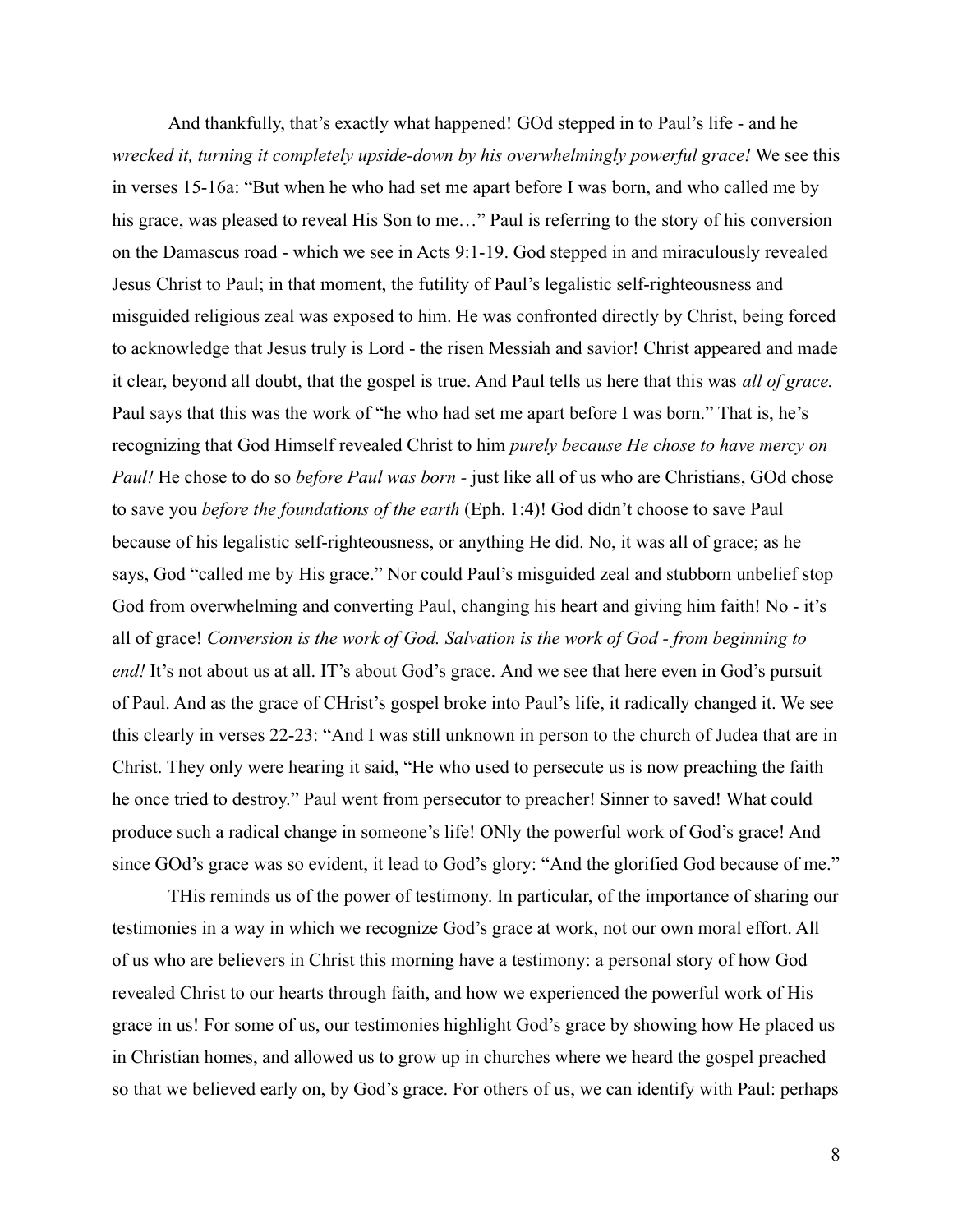And thankfully, that's exactly what happened! GOd stepped in to Paul's life - and he *wrecked it, turning it completely upside-down by his overwhelmingly powerful grace!* We see this in verses 15-16a: "But when he who had set me apart before I was born, and who called me by his grace, was pleased to reveal His Son to me…" Paul is referring to the story of his conversion on the Damascus road - which we see in Acts 9:1-19. God stepped in and miraculously revealed Jesus Christ to Paul; in that moment, the futility of Paul's legalistic self-righteousness and misguided religious zeal was exposed to him. He was confronted directly by Christ, being forced to acknowledge that Jesus truly is Lord - the risen Messiah and savior! Christ appeared and made it clear, beyond all doubt, that the gospel is true. And Paul tells us here that this was *all of grace.* Paul says that this was the work of "he who had set me apart before I was born." That is, he's recognizing that God Himself revealed Christ to him *purely because He chose to have mercy on Paul!* He chose to do so *before Paul was born -* just like all of us who are Christians, GOd chose to save you *before the foundations of the earth* (Eph. 1:4)! God didn't choose to save Paul because of his legalistic self-righteousness, or anything He did. No, it was all of grace; as he says, God "called me by His grace." Nor could Paul's misguided zeal and stubborn unbelief stop God from overwhelming and converting Paul, changing his heart and giving him faith! No - it's all of grace! *Conversion is the work of God. Salvation is the work of God - from beginning to end!* It's not about us at all. IT's about God's grace. And we see that here even in God's pursuit of Paul. And as the grace of CHrist's gospel broke into Paul's life, it radically changed it. We see this clearly in verses 22-23: "And I was still unknown in person to the church of Judea that are in Christ. They only were hearing it said, "He who used to persecute us is now preaching the faith he once tried to destroy." Paul went from persecutor to preacher! Sinner to saved! What could produce such a radical change in someone's life! ONly the powerful work of God's grace! And since GOd's grace was so evident, it lead to God's glory: "And the glorified God because of me."

THis reminds us of the power of testimony. In particular, of the importance of sharing our testimonies in a way in which we recognize God's grace at work, not our own moral effort. All of us who are believers in Christ this morning have a testimony: a personal story of how God revealed Christ to our hearts through faith, and how we experienced the powerful work of His grace in us! For some of us, our testimonies highlight God's grace by showing how He placed us in Christian homes, and allowed us to grow up in churches where we heard the gospel preached so that we believed early on, by God's grace. For others of us, we can identify with Paul: perhaps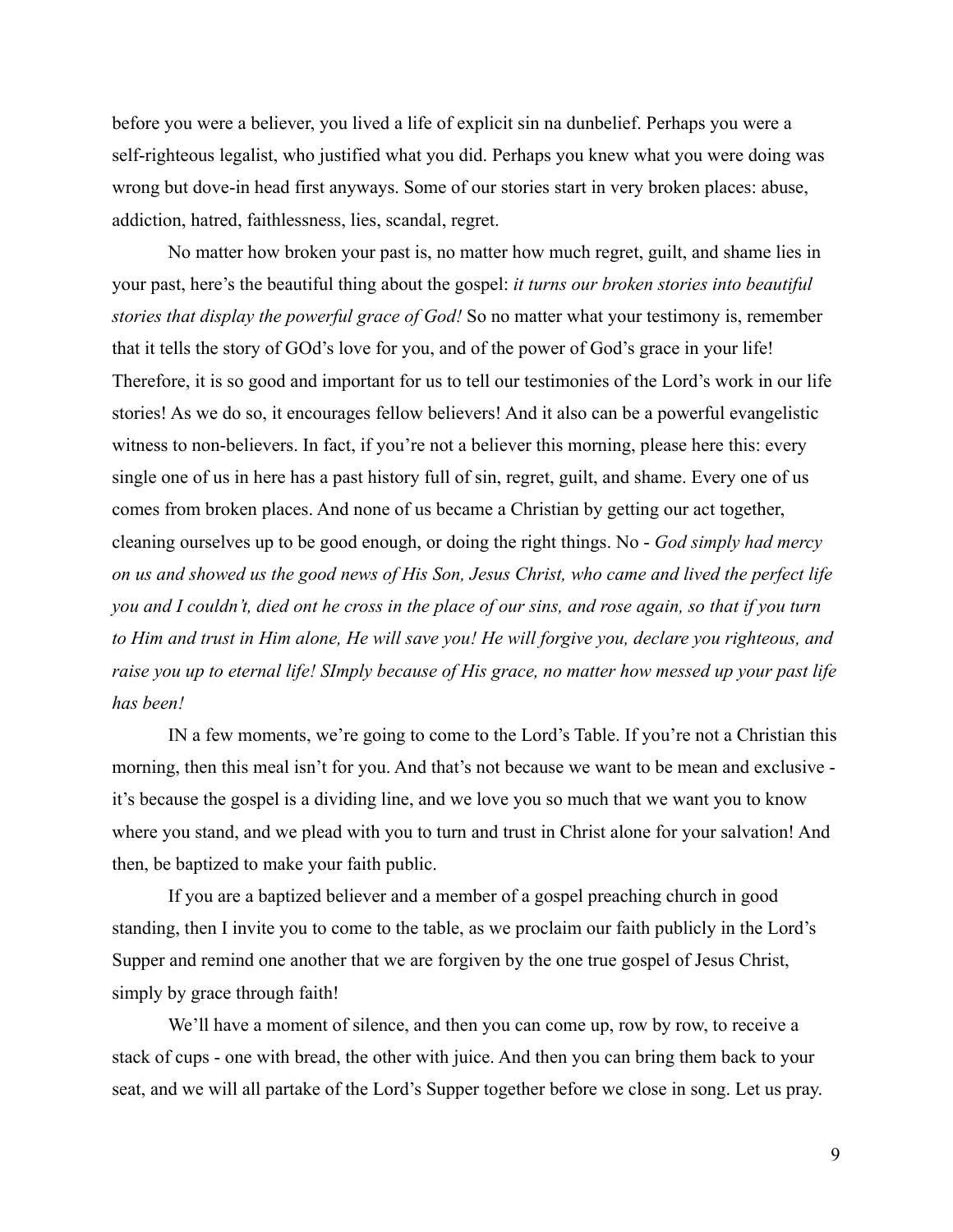before you were a believer, you lived a life of explicit sin na dunbelief. Perhaps you were a self-righteous legalist, who justified what you did. Perhaps you knew what you were doing was wrong but dove-in head first anyways. Some of our stories start in very broken places: abuse, addiction, hatred, faithlessness, lies, scandal, regret.

No matter how broken your past is, no matter how much regret, guilt, and shame lies in your past, here's the beautiful thing about the gospel: *it turns our broken stories into beautiful stories that display the powerful grace of God!* So no matter what your testimony is, remember that it tells the story of GOd's love for you, and of the power of God's grace in your life! Therefore, it is so good and important for us to tell our testimonies of the Lord's work in our life stories! As we do so, it encourages fellow believers! And it also can be a powerful evangelistic witness to non-believers. In fact, if you're not a believer this morning, please here this: every single one of us in here has a past history full of sin, regret, guilt, and shame. Every one of us comes from broken places. And none of us became a Christian by getting our act together, cleaning ourselves up to be good enough, or doing the right things. No - *God simply had mercy on us and showed us the good news of His Son, Jesus Christ, who came and lived the perfect life you and I couldn't, died ont he cross in the place of our sins, and rose again, so that if you turn to Him and trust in Him alone, He will save you! He will forgive you, declare you righteous, and raise you up to eternal life! SImply because of His grace, no matter how messed up your past life has been!*

IN a few moments, we're going to come to the Lord's Table. If you're not a Christian this morning, then this meal isn't for you. And that's not because we want to be mean and exclusive - it's because the gospel is a dividing line, and we love you so much that we want you to know where you stand, and we plead with you to turn and trust in Christ alone for your salvation! And then, be baptized to make your faith public.

If you are a baptized believer and a member of a gospel preaching church in good standing, then I invite you to come to the table, as we proclaim our faith publicly in the Lord's Supper and remind one another that we are forgiven by the one true gospel of Jesus Christ, simply by grace through faith!

We'll have a moment of silence, and then you can come up, row by row, to receive a stack of cups - one with bread, the other with juice. And then you can bring them back to your seat, and we will all partake of the Lord's Supper together before we close in song. Let us pray.